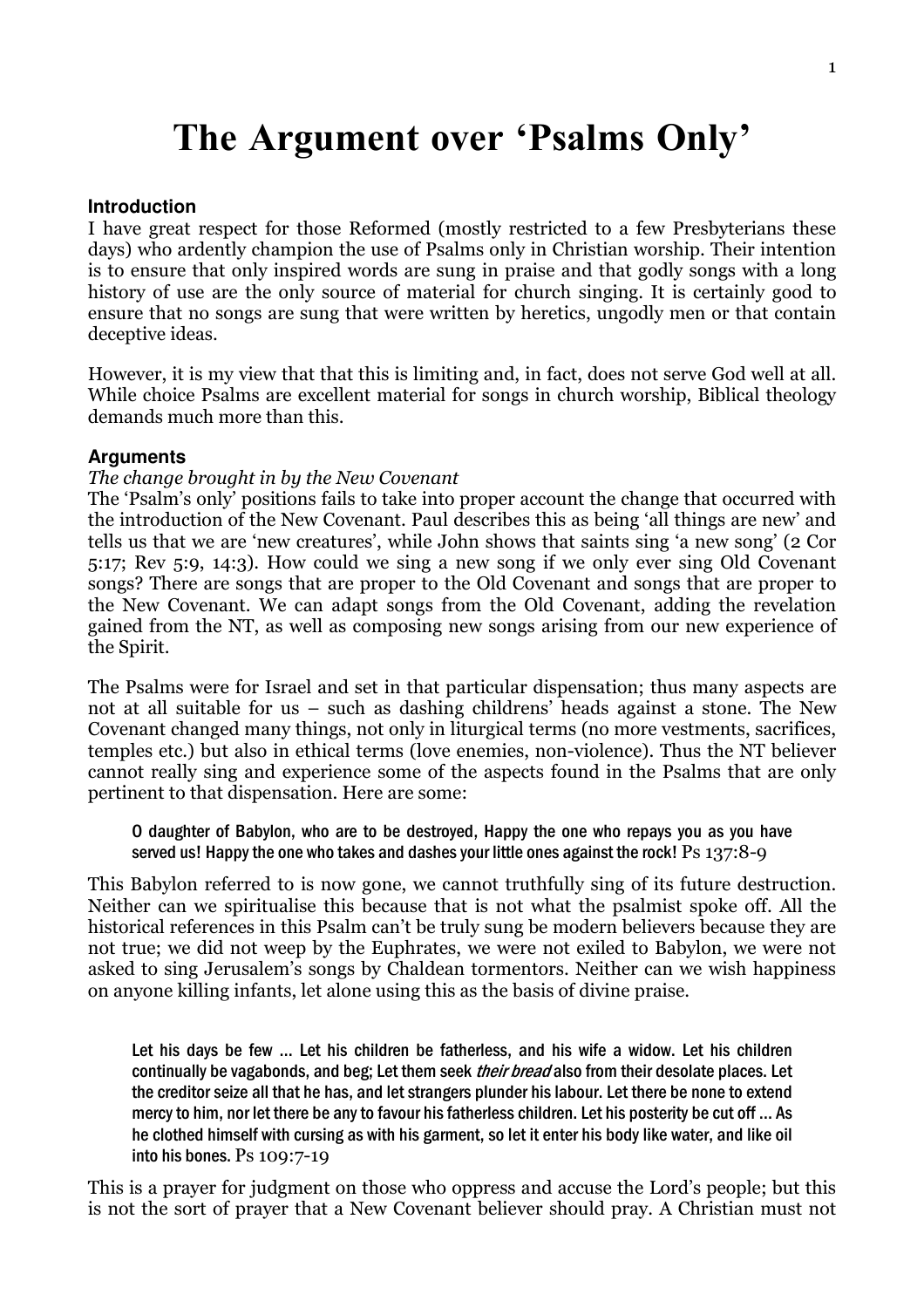# The Argument over 'Psalms Only'

## Introduction

I have great respect for those Reformed (mostly restricted to a few Presbyterians these days) who ardently champion the use of Psalms only in Christian worship. Their intention is to ensure that only inspired words are sung in praise and that godly songs with a long history of use are the only source of material for church singing. It is certainly good to ensure that no songs are sung that were written by heretics, ungodly men or that contain deceptive ideas.

However, it is my view that that this is limiting and, in fact, does not serve God well at all. While choice Psalms are excellent material for songs in church worship, Biblical theology demands much more than this.

## Arguments

*The change brought in by the New Covenant*

The 'Psalm's only' positions fails to take into proper account the change that occurred with the introduction of the New Covenant. Paul describes this as being 'all things are new' and tells us that we are 'new creatures', while John shows that saints sing 'a new song' (2 Cor 5:17; Rev 5:9, 14:3). How could we sing a new song if we only ever sing Old Covenant songs? There are songs that are proper to the Old Covenant and songs that are proper to the New Covenant. We can adapt songs from the Old Covenant, adding the revelation gained from the NT, as well as composing new songs arising from our new experience of the Spirit.

The Psalms were for Israel and set in that particular dispensation; thus many aspects are not at all suitable for us – such as dashing childrens' heads against a stone. The New Covenant changed many things, not only in liturgical terms (no more vestments, sacrifices, temples etc.) but also in ethical terms (love enemies, non-violence). Thus the NT believer cannot really sing and experience some of the aspects found in the Psalms that are only pertinent to that dispensation. Here are some:

> O daughter of Babylon, who are to be destroyed, Happy the one who repays you as you have served us! Happy the one who takes and dashes your little ones against the rock! Ps 137:8-9

This Babylon referred to is now gone, we cannot truthfully sing of its future destruction. Neither can we spiritualise this because that is not what the psalmist spoke off. All the historical references in this Psalm can't be truly sung be modern believers because they are not true; we did not weep by the Euphrates, we were not exiled to Babylon, we were not asked to sing Jerusalem's songs by Chaldean tormentors. Neither can we wish happiness on anyone killing infants, let alone using this as the basis of divine praise.

> Let his days be few … Let his children be fatherless, and his wife a widow. Let his children continually be vagabonds, and beg; Let them seek *their bread* also from their desolate places. Let the creditor seize all that he has, and let strangers plunder his labour. Let there be none to extend mercy to him, nor let there be any to favour his fatherless children. Let his posterity be cut off … As he clothed himself with cursing as with his garment, so let it enter his body like water, and like oil into his bones. Ps 109:7-19

This is a prayer for judgment on those who oppress and accuse the Lord's people; but this is not the sort of prayer that a New Covenant believer should pray. A Christian must not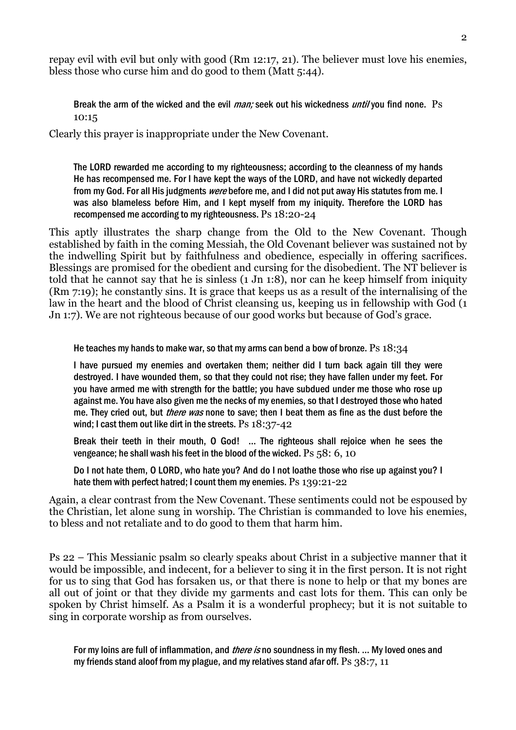repay evil with evil but only with good (Rm 12:17, 21). The believer must love his enemies, bless those who curse him and do good to them (Matt 5:44).

> Break the arm of the wicked and the evil *man;* seek out his wickedness *until* you find none. Ps 10:15

Clearly this prayer is inappropriate under the New Covenant.

> The LORD rewarded me according to my righteousness; according to the cleanness of my hands He has recompensed me. For I have kept the ways of the LORD, and have not wickedly departed from my God. For all His judgments *were* before me, and I did not put away His statutes from me. I was also blameless before Him, and I kept myself from my iniquity. Therefore the LORD has recompensed me according to my righteousness. Ps 18:20-24

This aptly illustrates the sharp change from the Old to the New Covenant. Though established by faith in the coming Messiah, the Old Covenant believer was sustained not by the indwelling Spirit but by faithfulness and obedience, especially in offering sacrifices. Blessings are promised for the obedient and cursing for the disobedient. The NT believer is told that he cannot say that he is sinless (1 Jn 1:8), nor can he keep himself from iniquity (Rm 7:19); he constantly sins. It is grace that keeps us as a result of the internalising of the law in the heart and the blood of Christ cleansing us, keeping us in fellowship with God (1 Jn 1:7). We are not righteous because of our good works but because of God's grace.

> He teaches my hands to make war, so that my arms can bend a bow of bronze. Ps 18:34
>
> I have pursued my enemies and overtaken them; neither did I turn back again till they were destroyed. I have wounded them, so that they could not rise; they have fallen under my feet. For you have armed me with strength for the battle; you have subdued under me those who rose up against me. You have also given me the necks of my enemies, so that I destroyed those who hated me. They cried out, but *there was* none to save; then I beat them as fine as the dust before the wind; I cast them out like dirt in the streets. Ps 18:37-42
>
> Break their teeth in their mouth, O God! ... The righteous shall rejoice when he sees the vengeance; he shall wash his feet in the blood of the wicked. Ps 58: 6, 10
>
> Do I not hate them, O LORD, who hate you? And do I not loathe those who rise up against you? I hate them with perfect hatred; I count them my enemies. Ps 139:21-22

Again, a clear contrast from the New Covenant. These sentiments could not be espoused by the Christian, let alone sung in worship. The Christian is commanded to love his enemies, to bless and not retaliate and to do good to them that harm him.

Ps 22 – This Messianic psalm so clearly speaks about Christ in a subjective manner that it would be impossible, and indecent, for a believer to sing it in the first person. It is not right for us to sing that God has forsaken us, or that there is none to help or that my bones are all out of joint or that they divide my garments and cast lots for them. This can only be spoken by Christ himself. As a Psalm it is a wonderful prophecy; but it is not suitable to sing in corporate worship as from ourselves.

> For my loins are full of inflammation, and *there is* no soundness in my flesh. ... My loved ones and my friends stand aloof from my plague, and my relatives stand afar off. Ps 38:7, 11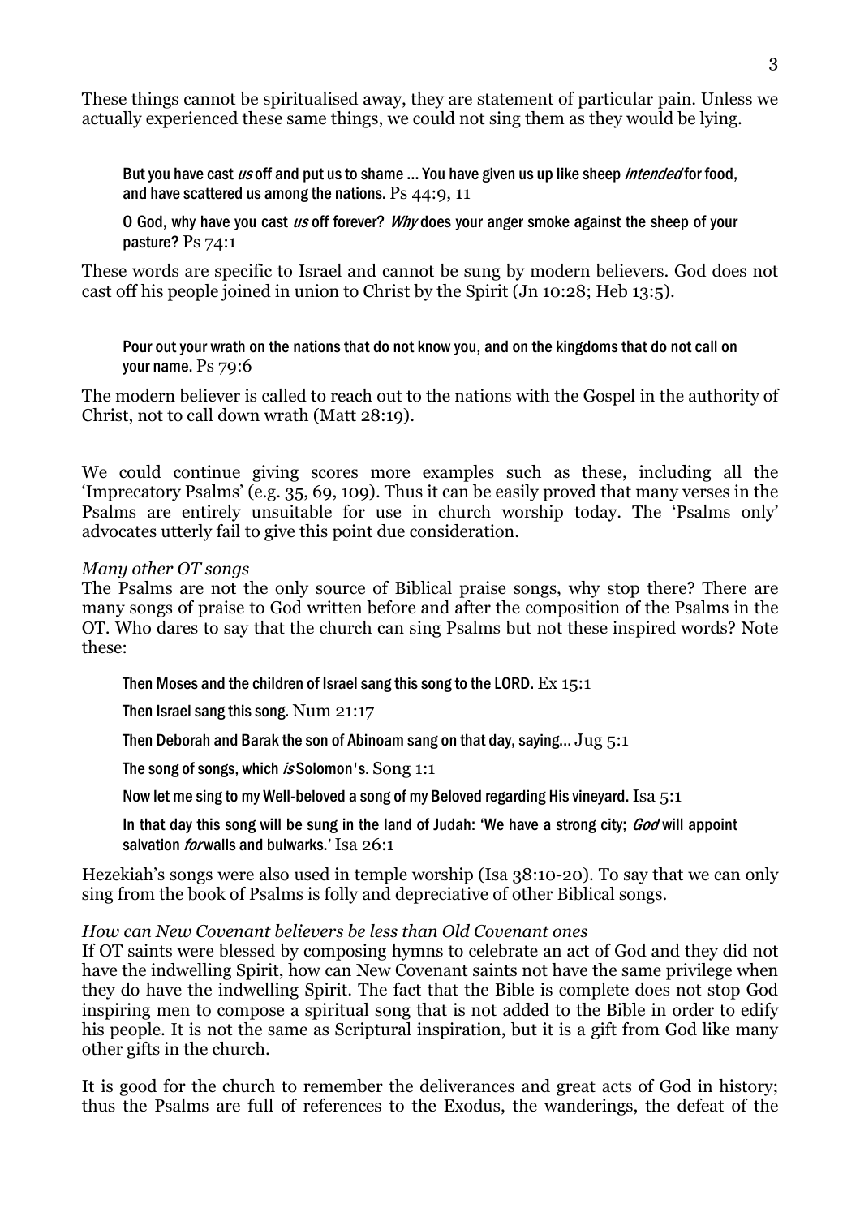These things cannot be spiritualised away, they are statement of particular pain. Unless we actually experienced these same things, we could not sing them as they would be lying.

> But you have cast *us* off and put us to shame ... You have given us up like sheep *intended* for food, and have scattered us among the nations. Ps 44:9, 11
>
> O God, why have you cast *us* off forever? *Why* does your anger smoke against the sheep of your pasture? Ps 74:1

These words are specific to Israel and cannot be sung by modern believers. God does not cast off his people joined in union to Christ by the Spirit (Jn 10:28; Heb 13:5).

> Pour out your wrath on the nations that do not know you, and on the kingdoms that do not call on your name. Ps 79:6

The modern believer is called to reach out to the nations with the Gospel in the authority of Christ, not to call down wrath (Matt 28:19).

We could continue giving scores more examples such as these, including all the 'Imprecatory Psalms' (e.g. 35, 69, 109). Thus it can be easily proved that many verses in the Psalms are entirely unsuitable for use in church worship today. The 'Psalms only' advocates utterly fail to give this point due consideration.

*Many other OT songs*

The Psalms are not the only source of Biblical praise songs, why stop there? There are many songs of praise to God written before and after the composition of the Psalms in the OT. Who dares to say that the church can sing Psalms but not these inspired words? Note these:

> Then Moses and the children of Israel sang this song to the LORD. Ex 15:1
>
> Then Israel sang this song. Num 21:17
>
> Then Deborah and Barak the son of Abinoam sang on that day, saying... Jug 5:1
>
> The song of songs, which *is* Solomon's. Song 1:1
>
> Now let me sing to my Well-beloved a song of my Beloved regarding His vineyard. Isa 5:1
>
> In that day this song will be sung in the land of Judah: 'We have a strong city; *God* will appoint salvation *for* walls and bulwarks.' Isa 26:1

Hezekiah's songs were also used in temple worship (Isa 38:10-20). To say that we can only sing from the book of Psalms is folly and depreciative of other Biblical songs.

*How can New Covenant believers be less than Old Covenant ones*

If OT saints were blessed by composing hymns to celebrate an act of God and they did not have the indwelling Spirit, how can New Covenant saints not have the same privilege when they do have the indwelling Spirit. The fact that the Bible is complete does not stop God inspiring men to compose a spiritual song that is not added to the Bible in order to edify his people. It is not the same as Scriptural inspiration, but it is a gift from God like many other gifts in the church.

It is good for the church to remember the deliverances and great acts of God in history; thus the Psalms are full of references to the Exodus, the wanderings, the defeat of the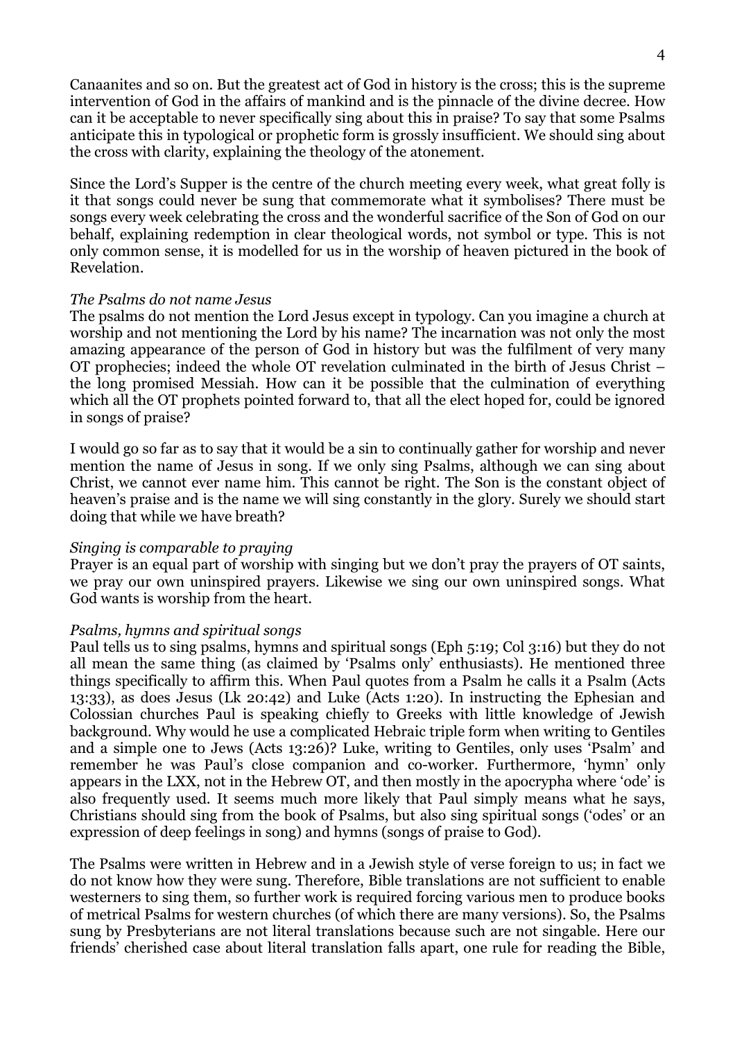Canaanites and so on. But the greatest act of God in history is the cross; this is the supreme intervention of God in the affairs of mankind and is the pinnacle of the divine decree. How can it be acceptable to never specifically sing about this in praise? To say that some Psalms anticipate this in typological or prophetic form is grossly insufficient. We should sing about the cross with clarity, explaining the theology of the atonement.

Since the Lord's Supper is the centre of the church meeting every week, what great folly is it that songs could never be sung that commemorate what it symbolises? There must be songs every week celebrating the cross and the wonderful sacrifice of the Son of God on our behalf, explaining redemption in clear theological words, not symbol or type. This is not only common sense, it is modelled for us in the worship of heaven pictured in the book of Revelation.

*The Psalms do not name Jesus*

The psalms do not mention the Lord Jesus except in typology. Can you imagine a church at worship and not mentioning the Lord by his name? The incarnation was not only the most amazing appearance of the person of God in history but was the fulfilment of very many OT prophecies; indeed the whole OT revelation culminated in the birth of Jesus Christ – the long promised Messiah. How can it be possible that the culmination of everything which all the OT prophets pointed forward to, that all the elect hoped for, could be ignored in songs of praise?

I would go so far as to say that it would be a sin to continually gather for worship and never mention the name of Jesus in song. If we only sing Psalms, although we can sing about Christ, we cannot ever name him. This cannot be right. The Son is the constant object of heaven's praise and is the name we will sing constantly in the glory. Surely we should start doing that while we have breath?

*Singing is comparable to praying*

Prayer is an equal part of worship with singing but we don't pray the prayers of OT saints, we pray our own uninspired prayers. Likewise we sing our own uninspired songs. What God wants is worship from the heart.

*Psalms, hymns and spiritual songs*

Paul tells us to sing psalms, hymns and spiritual songs (Eph 5:19; Col 3:16) but they do not all mean the same thing (as claimed by 'Psalms only' enthusiasts). He mentioned three things specifically to affirm this. When Paul quotes from a Psalm he calls it a Psalm (Acts 13:33), as does Jesus (Lk 20:42) and Luke (Acts 1:20). In instructing the Ephesian and Colossian churches Paul is speaking chiefly to Greeks with little knowledge of Jewish background. Why would he use a complicated Hebraic triple form when writing to Gentiles and a simple one to Jews (Acts 13:26)? Luke, writing to Gentiles, only uses 'Psalm' and remember he was Paul's close companion and co-worker. Furthermore, 'hymn' only appears in the LXX, not in the Hebrew OT, and then mostly in the apocrypha where 'ode' is also frequently used. It seems much more likely that Paul simply means what he says, Christians should sing from the book of Psalms, but also sing spiritual songs ('odes' or an expression of deep feelings in song) and hymns (songs of praise to God).

The Psalms were written in Hebrew and in a Jewish style of verse foreign to us; in fact we do not know how they were sung. Therefore, Bible translations are not sufficient to enable westerners to sing them, so further work is required forcing various men to produce books of metrical Psalms for western churches (of which there are many versions). So, the Psalms sung by Presbyterians are not literal translations because such are not singable. Here our friends' cherished case about literal translation falls apart, one rule for reading the Bible,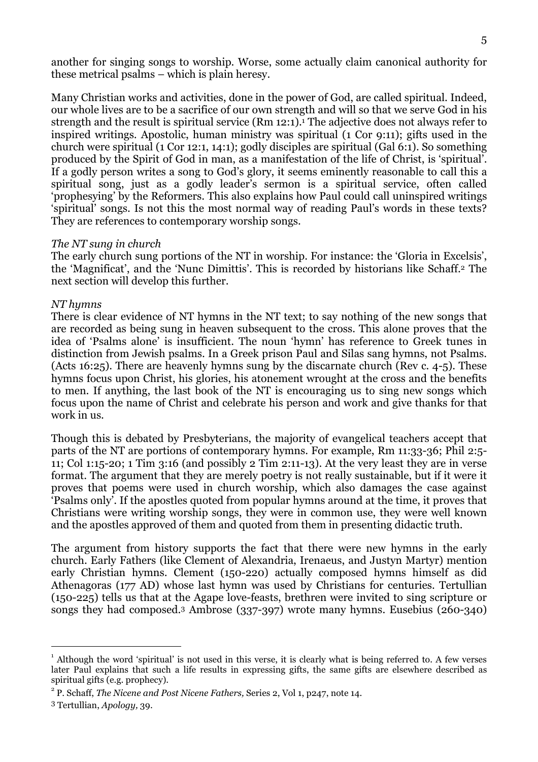another for singing songs to worship. Worse, some actually claim canonical authority for these metrical psalms – which is plain heresy.

Many Christian works and activities, done in the power of God, are called spiritual. Indeed, our whole lives are to be a sacrifice of our own strength and will so that we serve God in his strength and the result is spiritual service (Rm 12:1).[1] The adjective does not always refer to inspired writings. Apostolic, human ministry was spiritual (1 Cor 9:11); gifts used in the church were spiritual (1 Cor 12:1, 14:1); godly disciples are spiritual (Gal 6:1). So something produced by the Spirit of God in man, as a manifestation of the life of Christ, is 'spiritual'. If a godly person writes a song to God's glory, it seems eminently reasonable to call this a spiritual song, just as a godly leader's sermon is a spiritual service, often called 'prophesying' by the Reformers. This also explains how Paul could call uninspired writings 'spiritual' songs. Is not this the most normal way of reading Paul's words in these texts? They are references to contemporary worship songs.

*The NT sung in church*

The early church sung portions of the NT in worship. For instance: the 'Gloria in Excelsis', the 'Magnificat', and the 'Nunc Dimittis'. This is recorded by historians like Schaff.[2] The next section will develop this further.

*NT hymns*

There is clear evidence of NT hymns in the NT text; to say nothing of the new songs that are recorded as being sung in heaven subsequent to the cross. This alone proves that the idea of 'Psalms alone' is insufficient. The noun 'hymn' has reference to Greek tunes in distinction from Jewish psalms. In a Greek prison Paul and Silas sang hymns, not Psalms. (Acts 16:25). There are heavenly hymns sung by the discarnate church (Rev c. 4-5). These hymns focus upon Christ, his glories, his atonement wrought at the cross and the benefits to men. If anything, the last book of the NT is encouraging us to sing new songs which focus upon the name of Christ and celebrate his person and work and give thanks for that work in us.

Though this is debated by Presbyterians, the majority of evangelical teachers accept that parts of the NT are portions of contemporary hymns. For example, Rm 11:33-36; Phil 2:5-11; Col 1:15-20; 1 Tim 3:16 (and possibly 2 Tim 2:11-13). At the very least they are in verse format. The argument that they are merely poetry is not really sustainable, but if it were it proves that poems were used in church worship, which also damages the case against 'Psalms only'. If the apostles quoted from popular hymns around at the time, it proves that Christians were writing worship songs, they were in common use, they were well known and the apostles approved of them and quoted from them in presenting didactic truth.

The argument from history supports the fact that there were new hymns in the early church. Early Fathers (like Clement of Alexandria, Irenaeus, and Justyn Martyr) mention early Christian hymns. Clement (150-220) actually composed hymns himself as did Athenagoras (177 AD) whose last hymn was used by Christians for centuries. Tertullian (150-225) tells us that at the Agape love-feasts, brethren were invited to sing scripture or songs they had composed.[3] Ambrose (337-397) wrote many hymns. Eusebius (260-340)

---

[1] Although the word 'spiritual' is not used in this verse, it is clearly what is being referred to. A few verses later Paul explains that such a life results in expressing gifts, the same gifts are elsewhere described as spiritual gifts (e.g. prophecy).

[2] P. Schaff, *The Nicene and Post Nicene Fathers,* Series 2, Vol 1, p247, note 14.

[3] Tertullian, *Apology,* 39.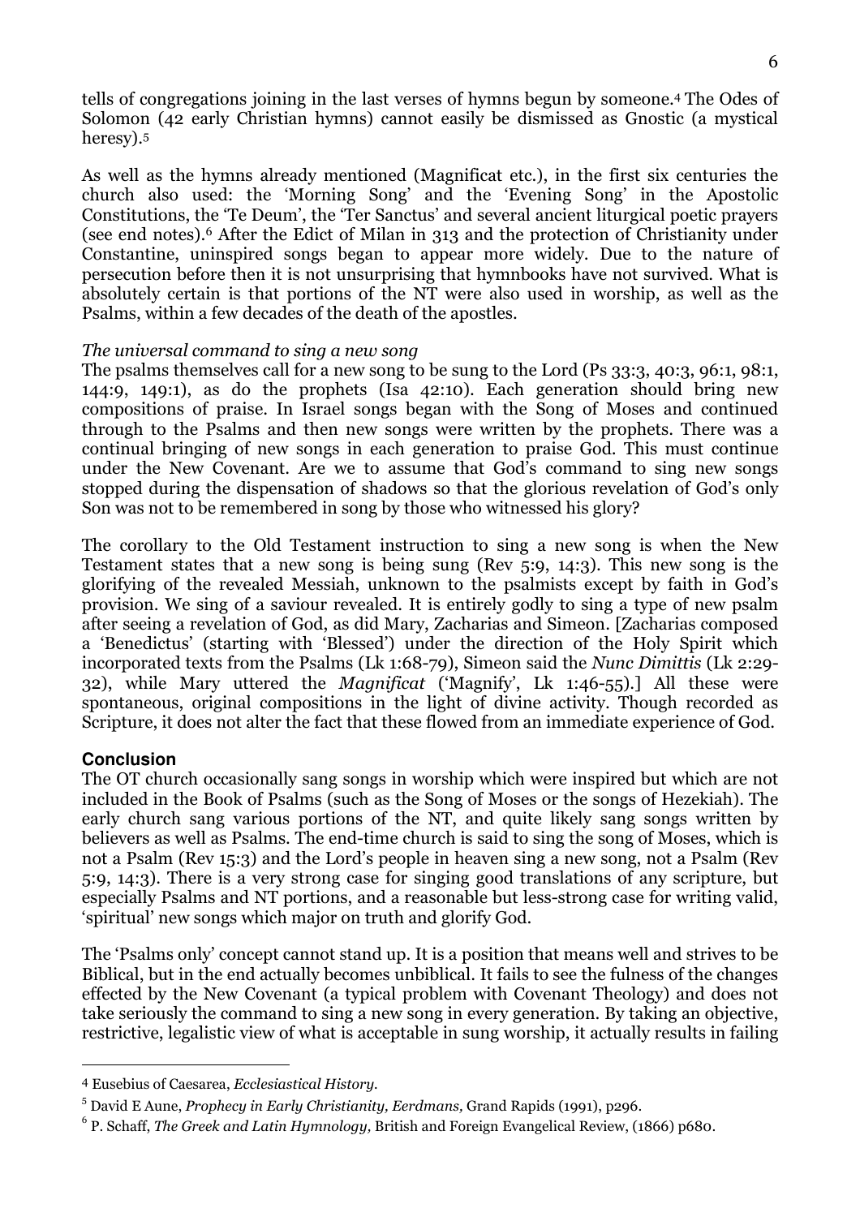tells of congregations joining in the last verses of hymns begun by someone.[4] The Odes of Solomon (42 early Christian hymns) cannot easily be dismissed as Gnostic (a mystical heresy).[5]

As well as the hymns already mentioned (Magnificat etc.), in the first six centuries the church also used: the 'Morning Song' and the 'Evening Song' in the Apostolic Constitutions, the 'Te Deum', the 'Ter Sanctus' and several ancient liturgical poetic prayers (see end notes).[6] After the Edict of Milan in 313 and the protection of Christianity under Constantine, uninspired songs began to appear more widely. Due to the nature of persecution before then it is not unsurprising that hymnbooks have not survived. What is absolutely certain is that portions of the NT were also used in worship, as well as the Psalms, within a few decades of the death of the apostles.

*The universal command to sing a new song*

The psalms themselves call for a new song to be sung to the Lord (Ps 33:3, 40:3, 96:1, 98:1, 144:9, 149:1), as do the prophets (Isa 42:10). Each generation should bring new compositions of praise. In Israel songs began with the Song of Moses and continued through to the Psalms and then new songs were written by the prophets. There was a continual bringing of new songs in each generation to praise God. This must continue under the New Covenant. Are we to assume that God's command to sing new songs stopped during the dispensation of shadows so that the glorious revelation of God's only Son was not to be remembered in song by those who witnessed his glory?

The corollary to the Old Testament instruction to sing a new song is when the New Testament states that a new song is being sung (Rev 5:9, 14:3). This new song is the glorifying of the revealed Messiah, unknown to the psalmists except by faith in God's provision. We sing of a saviour revealed. It is entirely godly to sing a type of new psalm after seeing a revelation of God, as did Mary, Zacharias and Simeon. [Zacharias composed a 'Benedictus' (starting with 'Blessed') under the direction of the Holy Spirit which incorporated texts from the Psalms (Lk 1:68-79), Simeon said the *Nunc Dimittis* (Lk 2:29-32), while Mary uttered the *Magnificat* ('Magnify', Lk 1:46-55).] All these were spontaneous, original compositions in the light of divine activity. Though recorded as Scripture, it does not alter the fact that these flowed from an immediate experience of God.

## Conclusion

The OT church occasionally sang songs in worship which were inspired but which are not included in the Book of Psalms (such as the Song of Moses or the songs of Hezekiah). The early church sang various portions of the NT, and quite likely sang songs written by believers as well as Psalms. The end-time church is said to sing the song of Moses, which is not a Psalm (Rev 15:3) and the Lord's people in heaven sing a new song, not a Psalm (Rev 5:9, 14:3). There is a very strong case for singing good translations of any scripture, but especially Psalms and NT portions, and a reasonable but less-strong case for writing valid, 'spiritual' new songs which major on truth and glorify God.

The 'Psalms only' concept cannot stand up. It is a position that means well and strives to be Biblical, but in the end actually becomes unbiblical. It fails to see the fulness of the changes effected by the New Covenant (a typical problem with Covenant Theology) and does not take seriously the command to sing a new song in every generation. By taking an objective, restrictive, legalistic view of what is acceptable in sung worship, it actually results in failing

---

[4] Eusebius of Caesarea, *Ecclesiastical History.*

[5] David E Aune, *Prophecy in Early Christianity, Eerdmans,* Grand Rapids (1991), p296.

[6] P. Schaff, *The Greek and Latin Hymnology,* British and Foreign Evangelical Review, (1866) p680.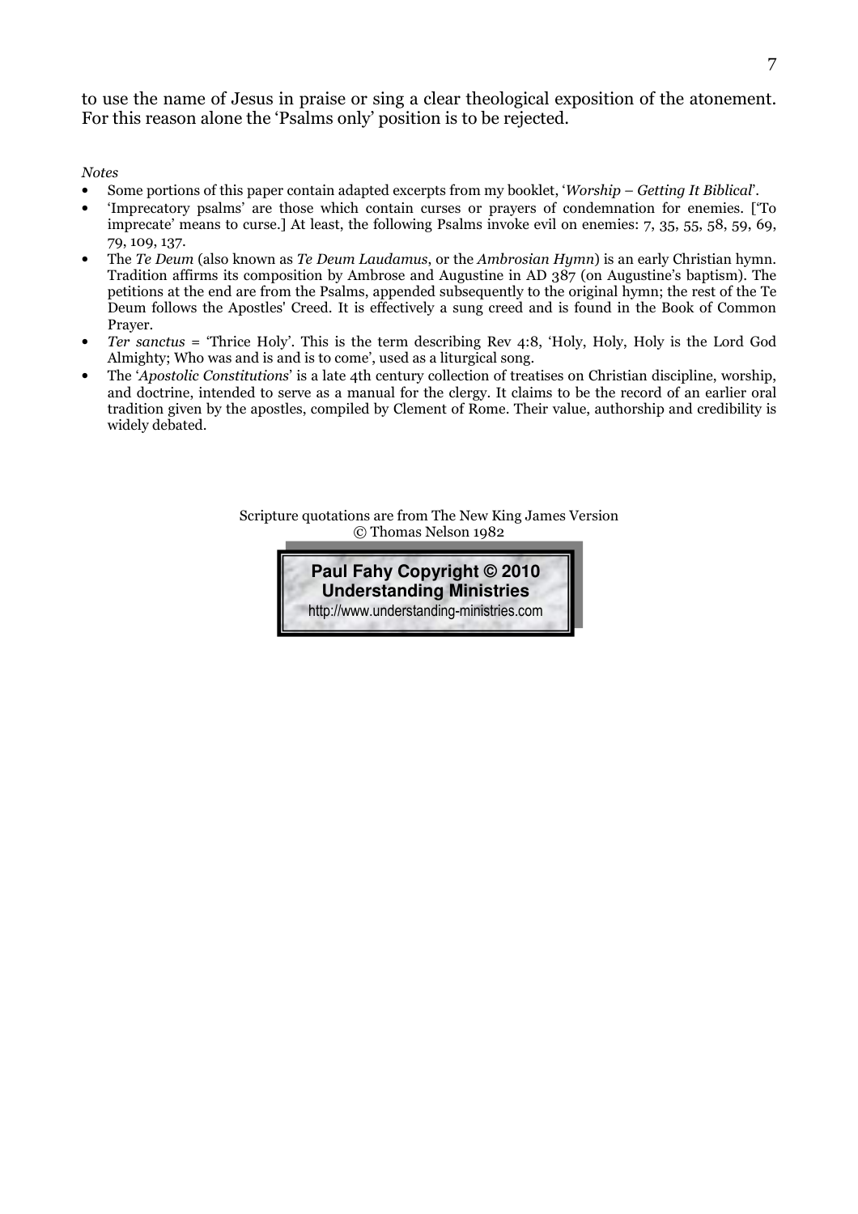to use the name of Jesus in praise or sing a clear theological exposition of the atonement. For this reason alone the 'Psalms only' position is to be rejected.

*Notes*

- Some portions of this paper contain adapted excerpts from my booklet, '*Worship – Getting It Biblical*'.
- 'Imprecatory psalms' are those which contain curses or prayers of condemnation for enemies. ['To imprecate' means to curse.] At least, the following Psalms invoke evil on enemies: 7, 35, 55, 58, 59, 69, 79, 109, 137.
- The *Te Deum* (also known as *Te Deum Laudamus*, or the *Ambrosian Hymn*) is an early Christian hymn. Tradition affirms its composition by Ambrose and Augustine in AD 387 (on Augustine's baptism). The petitions at the end are from the Psalms, appended subsequently to the original hymn; the rest of the Te Deum follows the Apostles' Creed. It is effectively a sung creed and is found in the Book of Common Prayer.
- *Ter sanctus* = 'Thrice Holy'. This is the term describing Rev 4:8, 'Holy, Holy, Holy is the Lord God Almighty; Who was and is and is to come', used as a liturgical song.
- The '*Apostolic Constitutions*' is a late 4th century collection of treatises on Christian discipline, worship, and doctrine, intended to serve as a manual for the clergy. It claims to be the record of an earlier oral tradition given by the apostles, compiled by Clement of Rome. Their value, authorship and credibility is widely debated.

Scripture quotations are from The New King James Version
© Thomas Nelson 1982

**Paul Fahy Copyright © 2010**
**Understanding Ministries**
http://www.understanding-ministries.com